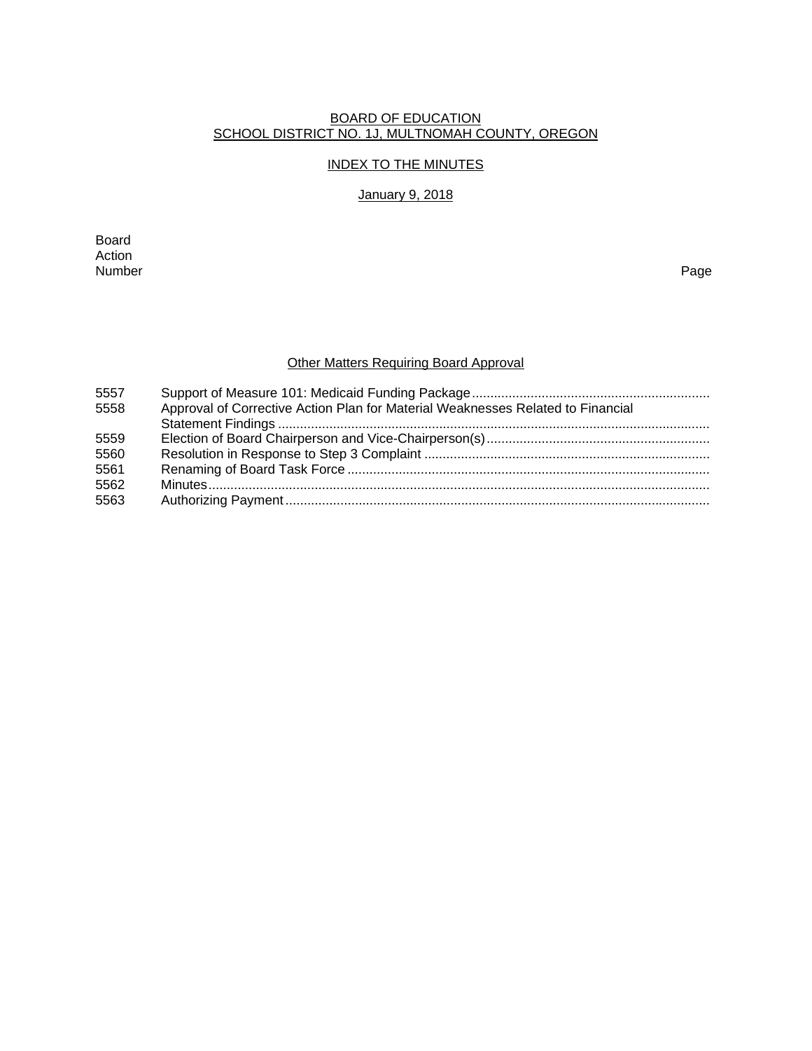BOARD OF EDUCATION
SCHOOL DISTRICT NO. 1J, MULTNOMAH COUNTY, OREGON

INDEX TO THE MINUTES

January 9, 2018

| Board Action Number | | Page |
|---|---|---|
| | **Other Matters Requiring Board Approval** | |
| 5557 | Support of Measure 101: Medicaid Funding Package | |
| 5558 | Approval of Corrective Action Plan for Material Weaknesses Related to Financial Statement Findings | |
| 5559 | Election of Board Chairperson and Vice-Chairperson(s) | |
| 5560 | Resolution in Response to Step 3 Complaint | |
| 5561 | Renaming of Board Task Force | |
| 5562 | Minutes | |
| 5563 | Authorizing Payment | |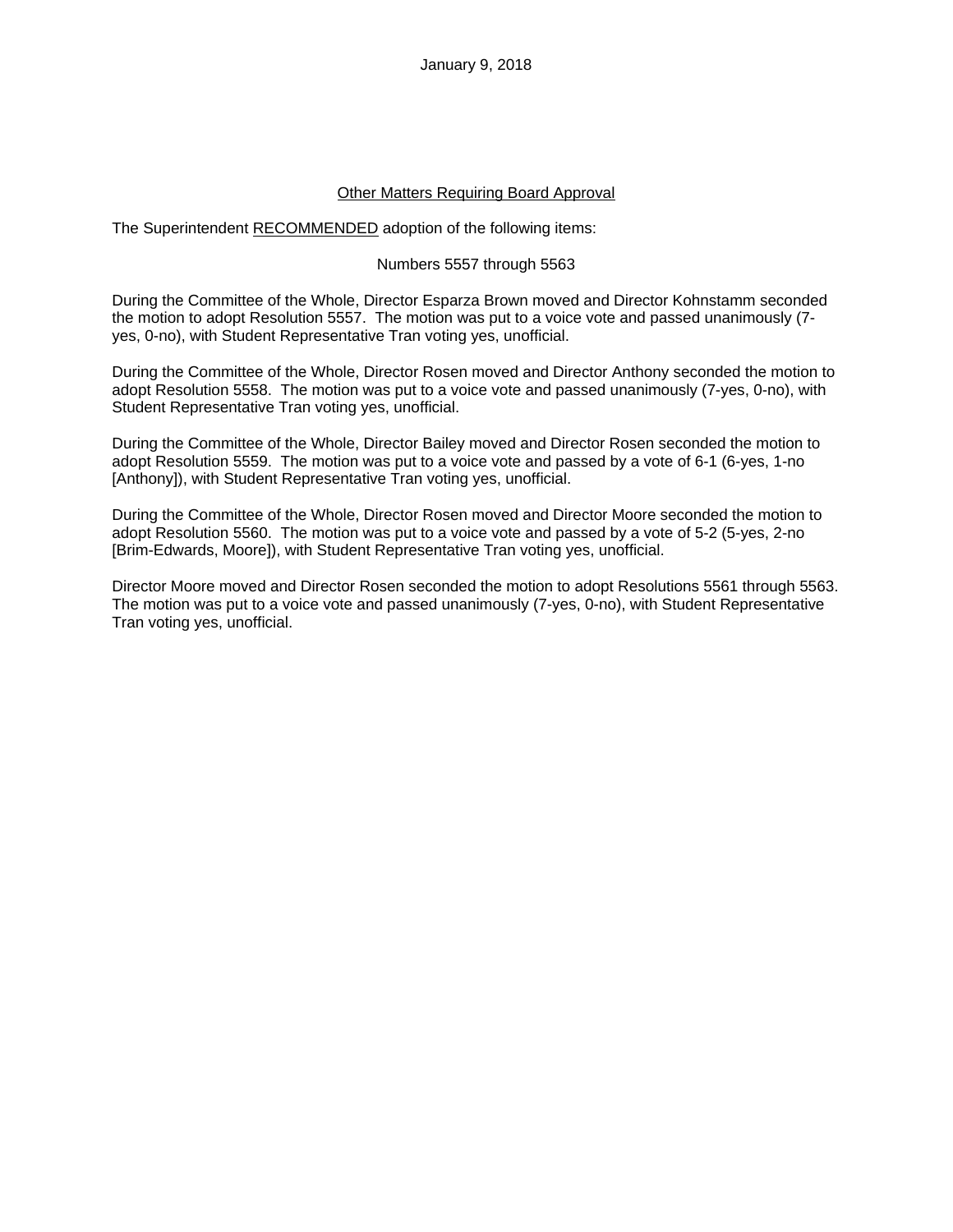January 9, 2018

## Other Matters Requiring Board Approval

The Superintendent RECOMMENDED adoption of the following items:

Numbers 5557 through 5563

During the Committee of the Whole, Director Esparza Brown moved and Director Kohnstamm seconded the motion to adopt Resolution 5557. The motion was put to a voice vote and passed unanimously (7-yes, 0-no), with Student Representative Tran voting yes, unofficial.

During the Committee of the Whole, Director Rosen moved and Director Anthony seconded the motion to adopt Resolution 5558. The motion was put to a voice vote and passed unanimously (7-yes, 0-no), with Student Representative Tran voting yes, unofficial.

During the Committee of the Whole, Director Bailey moved and Director Rosen seconded the motion to adopt Resolution 5559. The motion was put to a voice vote and passed by a vote of 6-1 (6-yes, 1-no [Anthony]), with Student Representative Tran voting yes, unofficial.

During the Committee of the Whole, Director Rosen moved and Director Moore seconded the motion to adopt Resolution 5560. The motion was put to a voice vote and passed by a vote of 5-2 (5-yes, 2-no [Brim-Edwards, Moore]), with Student Representative Tran voting yes, unofficial.

Director Moore moved and Director Rosen seconded the motion to adopt Resolutions 5561 through 5563. The motion was put to a voice vote and passed unanimously (7-yes, 0-no), with Student Representative Tran voting yes, unofficial.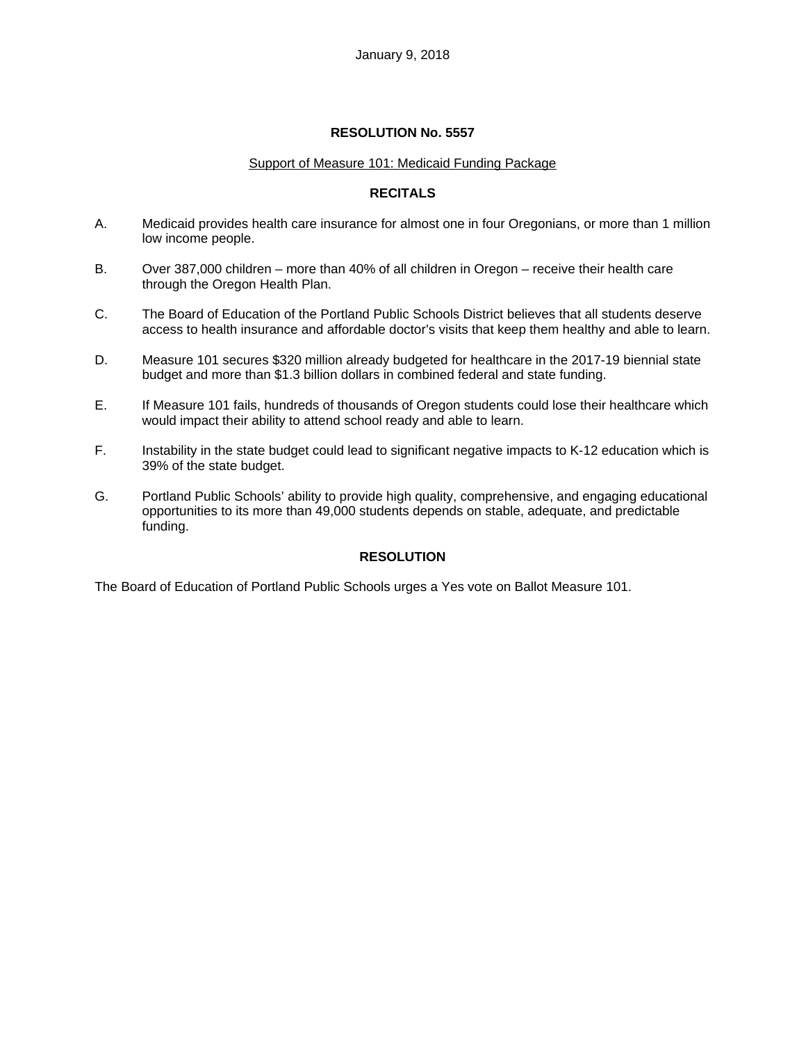January 9, 2018

## RESOLUTION No. 5557

<u>Support of Measure 101: Medicaid Funding Package</u>

### RECITALS

A. Medicaid provides health care insurance for almost one in four Oregonians, or more than 1 million low income people.

B. Over 387,000 children – more than 40% of all children in Oregon – receive their health care through the Oregon Health Plan.

C. The Board of Education of the Portland Public Schools District believes that all students deserve access to health insurance and affordable doctor's visits that keep them healthy and able to learn.

D. Measure 101 secures $320 million already budgeted for healthcare in the 2017-19 biennial state budget and more than $1.3 billion dollars in combined federal and state funding.

E. If Measure 101 fails, hundreds of thousands of Oregon students could lose their healthcare which would impact their ability to attend school ready and able to learn.

F. Instability in the state budget could lead to significant negative impacts to K-12 education which is 39% of the state budget.

G. Portland Public Schools' ability to provide high quality, comprehensive, and engaging educational opportunities to its more than 49,000 students depends on stable, adequate, and predictable funding.

### RESOLUTION

The Board of Education of Portland Public Schools urges a Yes vote on Ballot Measure 101.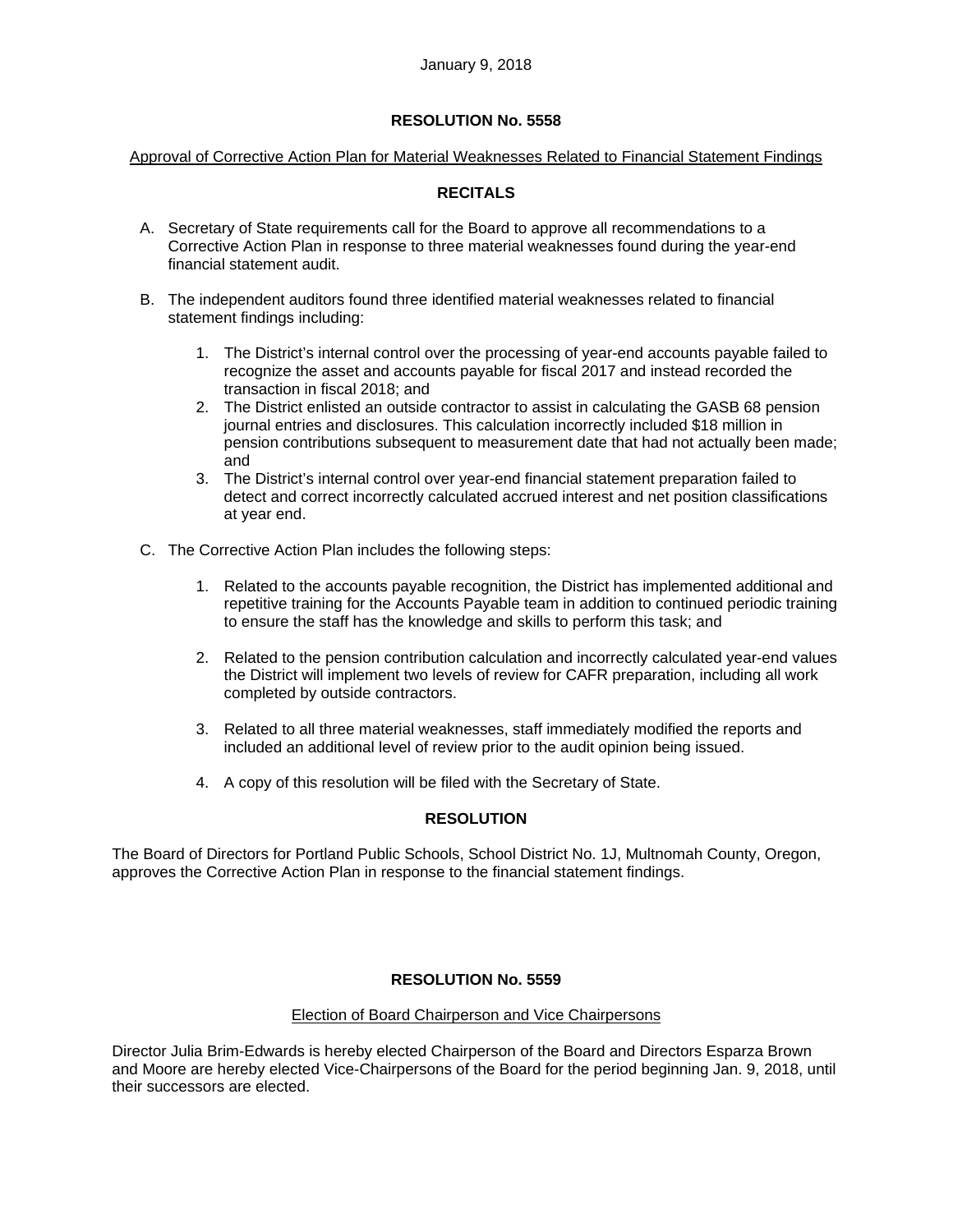January 9, 2018

## RESOLUTION No. 5558

Approval of Corrective Action Plan for Material Weaknesses Related to Financial Statement Findings

### RECITALS

A. Secretary of State requirements call for the Board to approve all recommendations to a Corrective Action Plan in response to three material weaknesses found during the year-end financial statement audit.

B. The independent auditors found three identified material weaknesses related to financial statement findings including:

   1. The District's internal control over the processing of year-end accounts payable failed to recognize the asset and accounts payable for fiscal 2017 and instead recorded the transaction in fiscal 2018; and
   2. The District enlisted an outside contractor to assist in calculating the GASB 68 pension journal entries and disclosures. This calculation incorrectly included $18 million in pension contributions subsequent to measurement date that had not actually been made; and
   3. The District's internal control over year-end financial statement preparation failed to detect and correct incorrectly calculated accrued interest and net position classifications at year end.

C. The Corrective Action Plan includes the following steps:

   1. Related to the accounts payable recognition, the District has implemented additional and repetitive training for the Accounts Payable team in addition to continued periodic training to ensure the staff has the knowledge and skills to perform this task; and

   2. Related to the pension contribution calculation and incorrectly calculated year-end values the District will implement two levels of review for CAFR preparation, including all work completed by outside contractors.

   3. Related to all three material weaknesses, staff immediately modified the reports and included an additional level of review prior to the audit opinion being issued.

   4. A copy of this resolution will be filed with the Secretary of State.

### RESOLUTION

The Board of Directors for Portland Public Schools, School District No. 1J, Multnomah County, Oregon, approves the Corrective Action Plan in response to the financial statement findings.

## RESOLUTION No. 5559

Election of Board Chairperson and Vice Chairpersons

Director Julia Brim-Edwards is hereby elected Chairperson of the Board and Directors Esparza Brown and Moore are hereby elected Vice-Chairpersons of the Board for the period beginning Jan. 9, 2018, until their successors are elected.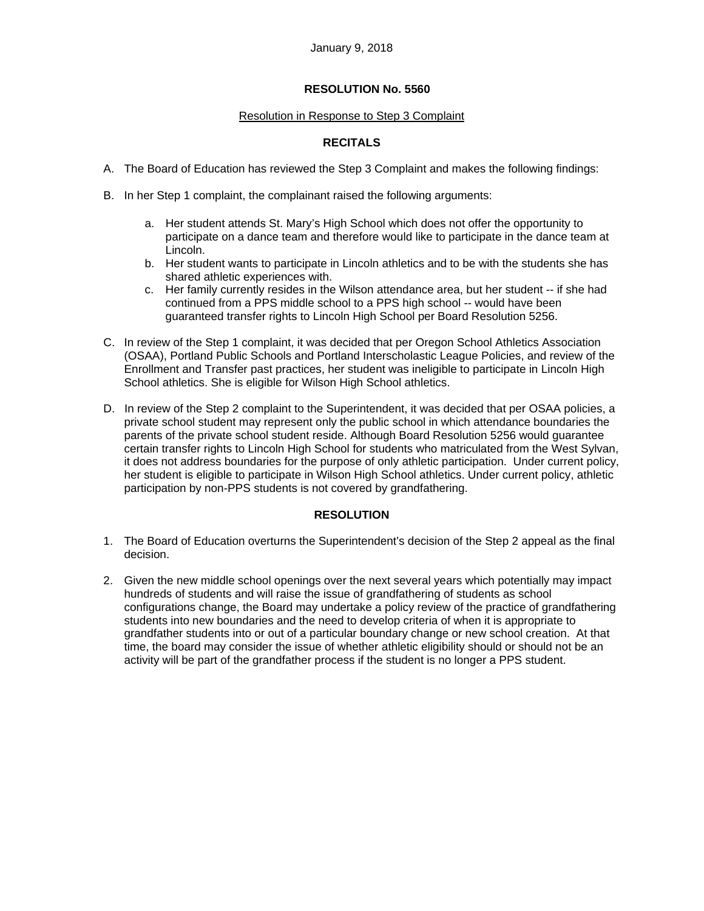January 9, 2018

**RESOLUTION No. 5560**

Resolution in Response to Step 3 Complaint

**RECITALS**

A. The Board of Education has reviewed the Step 3 Complaint and makes the following findings:

B. In her Step 1 complaint, the complainant raised the following arguments:

   a. Her student attends St. Mary's High School which does not offer the opportunity to participate on a dance team and therefore would like to participate in the dance team at Lincoln.
   b. Her student wants to participate in Lincoln athletics and to be with the students she has shared athletic experiences with.
   c. Her family currently resides in the Wilson attendance area, but her student -- if she had continued from a PPS middle school to a PPS high school -- would have been guaranteed transfer rights to Lincoln High School per Board Resolution 5256.

C. In review of the Step 1 complaint, it was decided that per Oregon School Athletics Association (OSAA), Portland Public Schools and Portland Interscholastic League Policies, and review of the Enrollment and Transfer past practices, her student was ineligible to participate in Lincoln High School athletics. She is eligible for Wilson High School athletics.

D. In review of the Step 2 complaint to the Superintendent, it was decided that per OSAA policies, a private school student may represent only the public school in which attendance boundaries the parents of the private school student reside. Although Board Resolution 5256 would guarantee certain transfer rights to Lincoln High School for students who matriculated from the West Sylvan, it does not address boundaries for the purpose of only athletic participation. Under current policy, her student is eligible to participate in Wilson High School athletics. Under current policy, athletic participation by non-PPS students is not covered by grandfathering.

**RESOLUTION**

1. The Board of Education overturns the Superintendent's decision of the Step 2 appeal as the final decision.

2. Given the new middle school openings over the next several years which potentially may impact hundreds of students and will raise the issue of grandfathering of students as school configurations change, the Board may undertake a policy review of the practice of grandfathering students into new boundaries and the need to develop criteria of when it is appropriate to grandfather students into or out of a particular boundary change or new school creation. At that time, the board may consider the issue of whether athletic eligibility should or should not be an activity will be part of the grandfather process if the student is no longer a PPS student.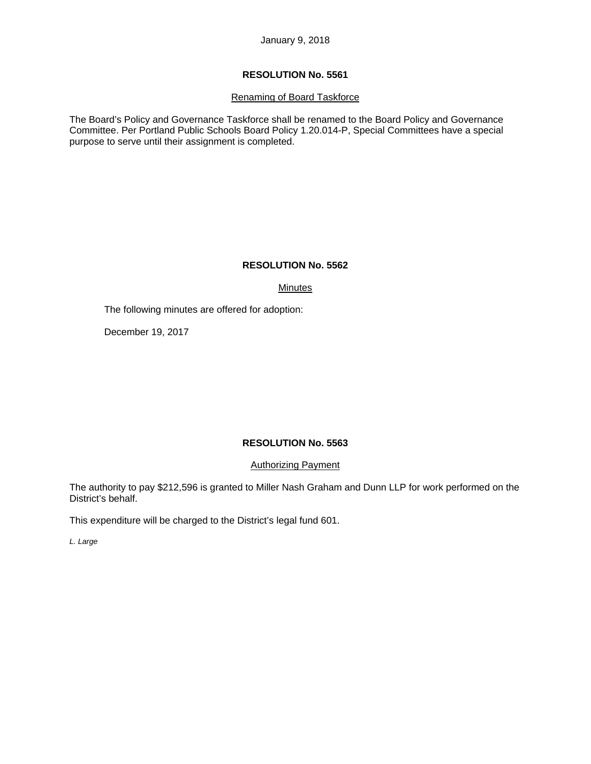January 9, 2018

## RESOLUTION No. 5561

Renaming of Board Taskforce

The Board's Policy and Governance Taskforce shall be renamed to the Board Policy and Governance Committee. Per Portland Public Schools Board Policy 1.20.014-P, Special Committees have a special purpose to serve until their assignment is completed.

## RESOLUTION No. 5562

Minutes

The following minutes are offered for adoption:

December 19, 2017

## RESOLUTION No. 5563

Authorizing Payment

The authority to pay $212,596 is granted to Miller Nash Graham and Dunn LLP for work performed on the District's behalf.

This expenditure will be charged to the District's legal fund 601.

*L. Large*